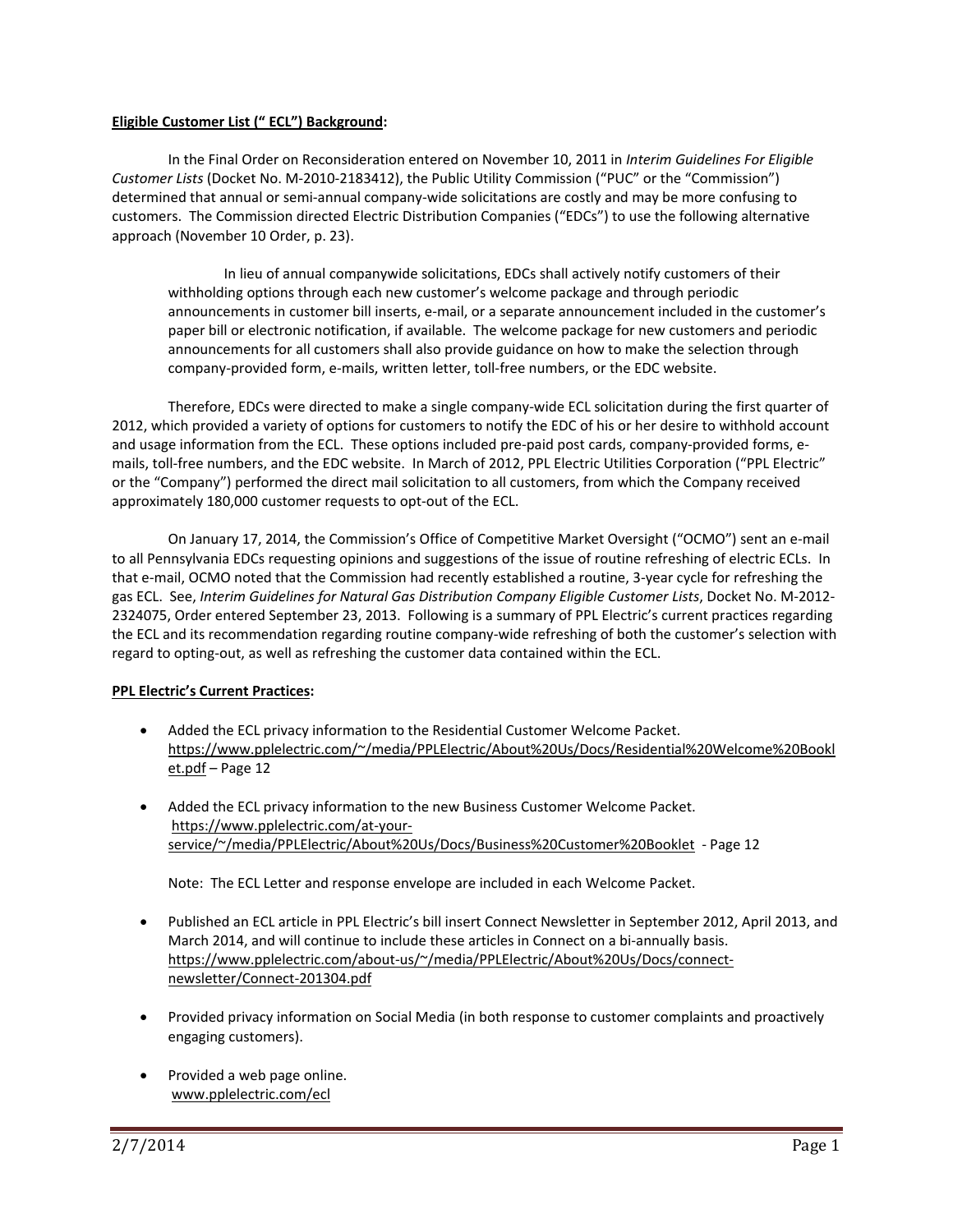**Eligible Customer List (" ECL") Background:**

In the Final Order on Reconsideration entered on November 10, 2011 in *Interim Guidelines For Eligible Customer Lists* (Docket No. M-2010-2183412), the Public Utility Commission ("PUC" or the "Commission") determined that annual or semi-annual company-wide solicitations are costly and may be more confusing to customers. The Commission directed Electric Distribution Companies ("EDCs") to use the following alternative approach (November 10 Order, p. 23).

> In lieu of annual companywide solicitations, EDCs shall actively notify customers of their withholding options through each new customer's welcome package and through periodic announcements in customer bill inserts, e-mail, or a separate announcement included in the customer's paper bill or electronic notification, if available. The welcome package for new customers and periodic announcements for all customers shall also provide guidance on how to make the selection through company-provided form, e-mails, written letter, toll-free numbers, or the EDC website.

Therefore, EDCs were directed to make a single company-wide ECL solicitation during the first quarter of 2012, which provided a variety of options for customers to notify the EDC of his or her desire to withhold account and usage information from the ECL. These options included pre-paid post cards, company-provided forms, e-mails, toll-free numbers, and the EDC website. In March of 2012, PPL Electric Utilities Corporation ("PPL Electric" or the "Company") performed the direct mail solicitation to all customers, from which the Company received approximately 180,000 customer requests to opt-out of the ECL.

On January 17, 2014, the Commission's Office of Competitive Market Oversight ("OCMO") sent an e-mail to all Pennsylvania EDCs requesting opinions and suggestions of the issue of routine refreshing of electric ECLs. In that e-mail, OCMO noted that the Commission had recently established a routine, 3-year cycle for refreshing the gas ECL. See, *Interim Guidelines for Natural Gas Distribution Company Eligible Customer Lists*, Docket No. M-2012-2324075, Order entered September 23, 2013. Following is a summary of PPL Electric's current practices regarding the ECL and its recommendation regarding routine company-wide refreshing of both the customer's selection with regard to opting-out, as well as refreshing the customer data contained within the ECL.

**PPL Electric's Current Practices:**

- Added the ECL privacy information to the Residential Customer Welcome Packet. https://www.pplelectric.com/~/media/PPLElectric/About%20Us/Docs/Residential%20Welcome%20Booklet.pdf – Page 12

- Added the ECL privacy information to the new Business Customer Welcome Packet. https://www.pplelectric.com/at-your-service/~/media/PPLElectric/About%20Us/Docs/Business%20Customer%20Booklet - Page 12

  Note: The ECL Letter and response envelope are included in each Welcome Packet.

- Published an ECL article in PPL Electric's bill insert Connect Newsletter in September 2012, April 2013, and March 2014, and will continue to include these articles in Connect on a bi-annually basis. https://www.pplelectric.com/about-us/~/media/PPLElectric/About%20Us/Docs/connect-newsletter/Connect-201304.pdf

- Provided privacy information on Social Media (in both response to customer complaints and proactively engaging customers).

- Provided a web page online. www.pplelectric.com/ecl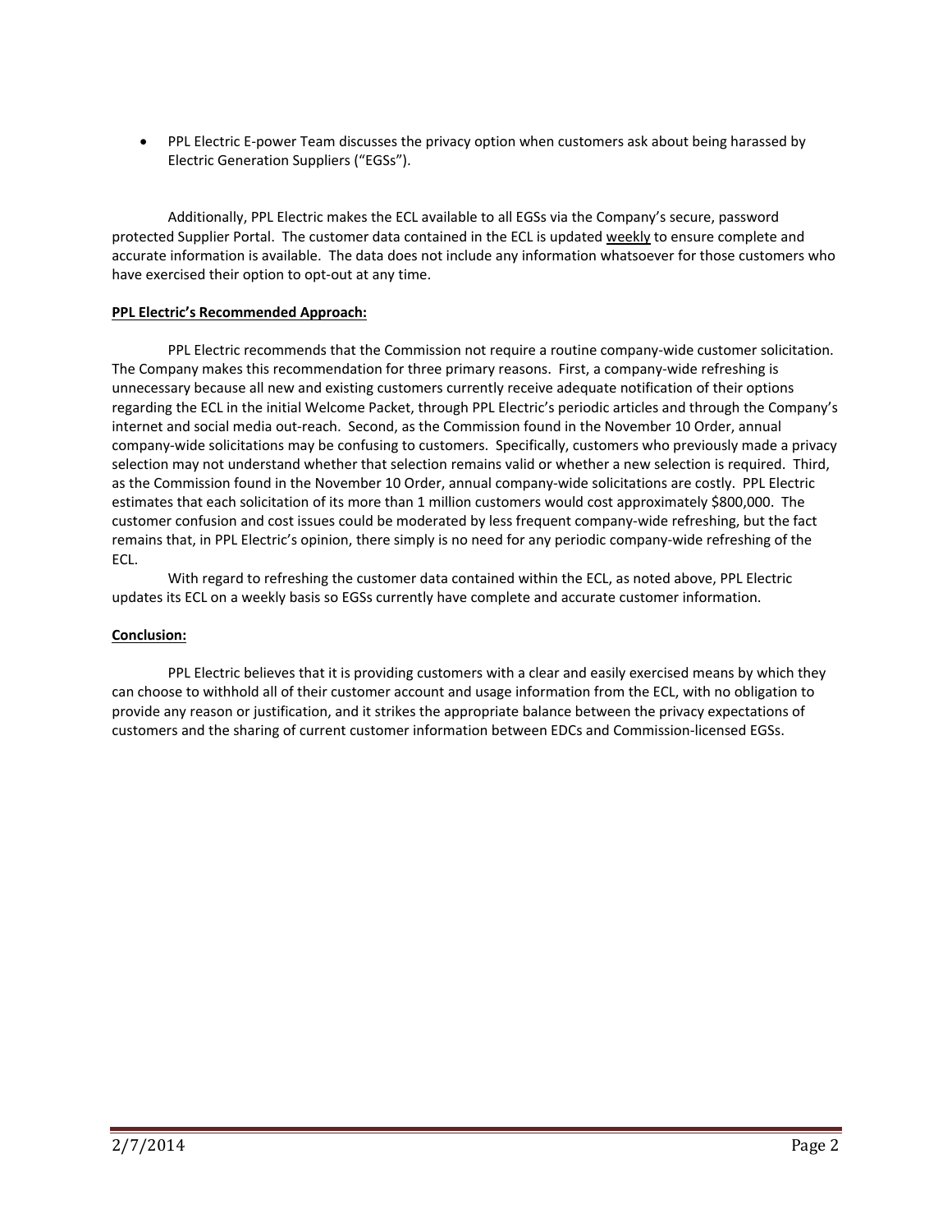- PPL Electric E-power Team discusses the privacy option when customers ask about being harassed by Electric Generation Suppliers ("EGSs").

Additionally, PPL Electric makes the ECL available to all EGSs via the Company's secure, password protected Supplier Portal. The customer data contained in the ECL is updated <u>weekly</u> to ensure complete and accurate information is available. The data does not include any information whatsoever for those customers who have exercised their option to opt-out at any time.

**<u>PPL Electric's Recommended Approach:</u>**

PPL Electric recommends that the Commission not require a routine company-wide customer solicitation. The Company makes this recommendation for three primary reasons. First, a company-wide refreshing is unnecessary because all new and existing customers currently receive adequate notification of their options regarding the ECL in the initial Welcome Packet, through PPL Electric's periodic articles and through the Company's internet and social media out-reach. Second, as the Commission found in the November 10 Order, annual company-wide solicitations may be confusing to customers. Specifically, customers who previously made a privacy selection may not understand whether that selection remains valid or whether a new selection is required. Third, as the Commission found in the November 10 Order, annual company-wide solicitations are costly. PPL Electric estimates that each solicitation of its more than 1 million customers would cost approximately $800,000. The customer confusion and cost issues could be moderated by less frequent company-wide refreshing, but the fact remains that, in PPL Electric's opinion, there simply is no need for any periodic company-wide refreshing of the ECL.

With regard to refreshing the customer data contained within the ECL, as noted above, PPL Electric updates its ECL on a weekly basis so EGSs currently have complete and accurate customer information.

**<u>Conclusion:</u>**

PPL Electric believes that it is providing customers with a clear and easily exercised means by which they can choose to withhold all of their customer account and usage information from the ECL, with no obligation to provide any reason or justification, and it strikes the appropriate balance between the privacy expectations of customers and the sharing of current customer information between EDCs and Commission-licensed EGSs.